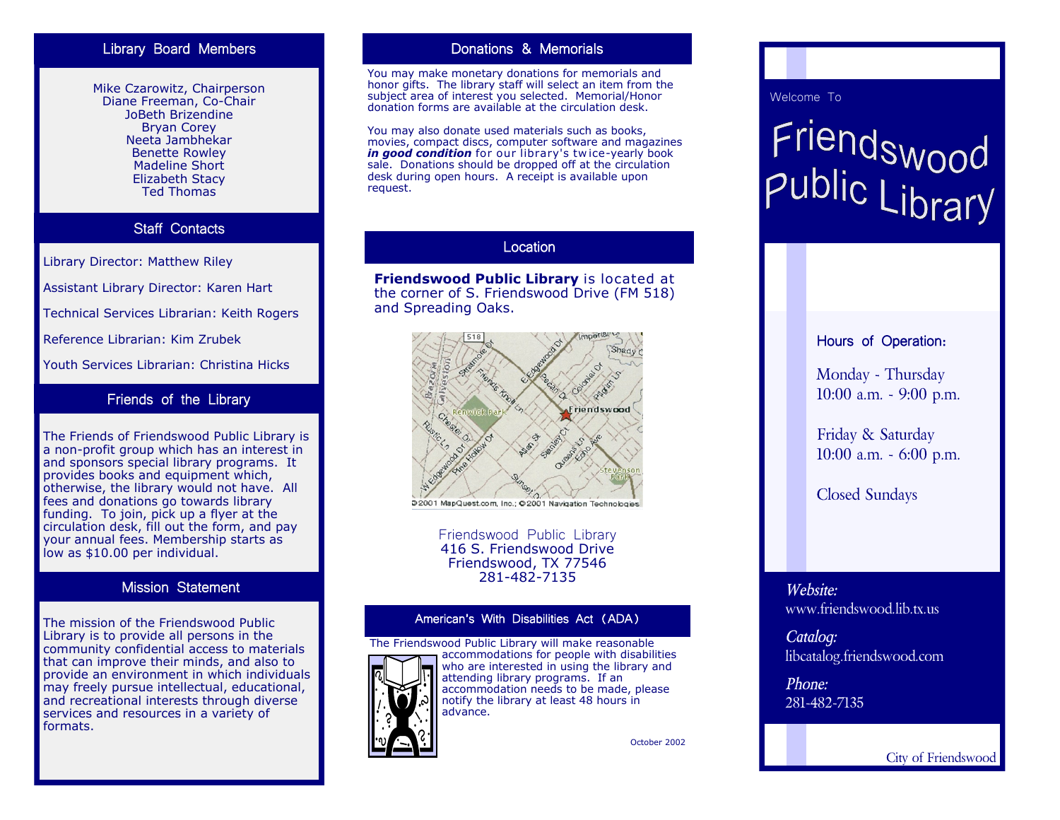## Library Board Members

Mike Czarowitz, Chairperson
Diane Freeman, Co-Chair
JoBeth Brizendine
Bryan Corey
Neeta Jambhekar
Benette Rowley
Madeline Short
Elizabeth Stacy
Ted Thomas

## Staff Contacts

Library Director: Matthew Riley

Assistant Library Director: Karen Hart

Technical Services Librarian: Keith Rogers

Reference Librarian: Kim Zrubek

Youth Services Librarian: Christina Hicks

## Friends of the Library

The Friends of Friendswood Public Library is a non-profit group which has an interest in and sponsors special library programs. It provides books and equipment which, otherwise, the library would not have. All fees and donations go towards library funding. To join, pick up a flyer at the circulation desk, fill out the form, and pay your annual fees. Membership starts as low as $10.00 per individual.

## Mission Statement

The mission of the Friendswood Public Library is to provide all persons in the community confidential access to materials that can improve their minds, and also to provide an environment in which individuals may freely pursue intellectual, educational, and recreational interests through diverse services and resources in a variety of formats.

## Donations & Memorials

You may make monetary donations for memorials and honor gifts. The library staff will select an item from the subject area of interest you selected. Memorial/Honor donation forms are available at the circulation desk.

You may also donate used materials such as books, movies, compact discs, computer software and magazines ***in good condition*** for our library's twice-yearly book sale. Donations should be dropped off at the circulation desk during open hours. A receipt is available upon request.

## Location

**Friendswood Public Library** is located at the corner of S. Friendswood Drive (FM 518) and Spreading Oaks.

©2001 MapQuest.com, Inc.; ©2001 Navigation Technologies

Friendswood Public Library
416 S. Friendswood Drive
Friendswood, TX 77546
281-482-7135

## American's With Disabilities Act (ADA)

The Friendswood Public Library will make reasonable accommodations for people with disabilities who are interested in using the library and attending library programs. If an accommodation needs to be made, please notify the library at least 48 hours in advance.

October 2002

Welcome To

# Friendswood Public Library

### Hours of Operation:

Monday - Thursday
10:00 a.m. - 9:00 p.m.

Friday & Saturday
10:00 a.m. - 6:00 p.m.

Closed Sundays

*Website:*
www.friendswood.lib.tx.us

*Catalog:*
libcatalog.friendswood.com

*Phone:*
281-482-7135

City of Friendswood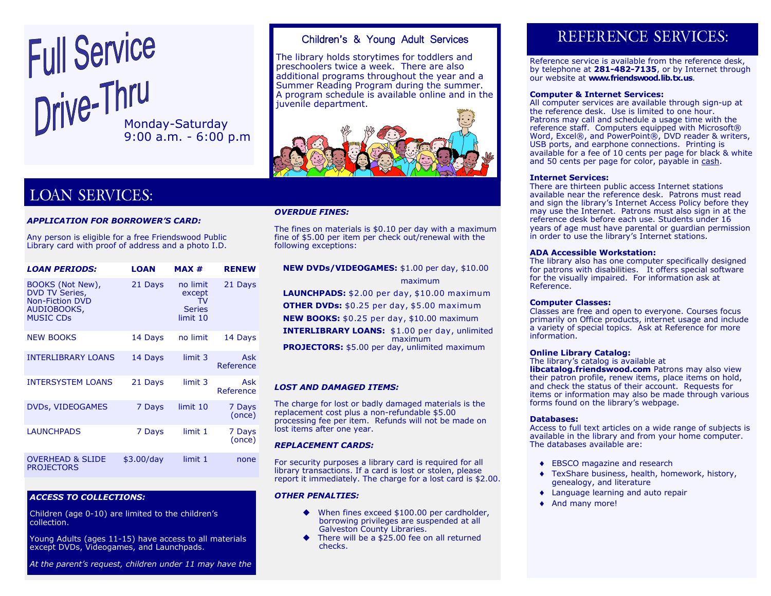# Full Service Drive-Thru

Monday-Saturday
9:00 a.m. - 6:00 p.m

## Children's & Young Adult Services

The library holds storytimes for toddlers and preschoolers twice a week. There are also additional programs throughout the year and a Summer Reading Program during the summer. A program schedule is available online and in the juvenile department.

# LOAN SERVICES:

***APPLICATION FOR BORROWER'S CARD:***

Any person is eligible for a free Friendswood Public Library card with proof of address and a photo I.D.

| ***LOAN PERIODS:*** | **LOAN** | **MAX #** | **RENEW** |
|---|---|---|---|
| BOOKS (Not New), DVD TV Series, Non-Fiction DVD AUDIOBOOKS, MUSIC CDs | 21 Days | no limit except TV Series limit 10 | 21 Days |
| NEW BOOKS | 14 Days | no limit | 14 Days |
| INTERLIBRARY LOANS | 14 Days | limit 3 | Ask Reference |
| INTERSYSTEM LOANS | 21 Days | limit 3 | Ask Reference |
| DVDs, VIDEOGAMES | 7 Days | limit 10 | 7 Days (once) |
| LAUNCHPADS | 7 Days | limit 1 | 7 Days (once) |
| OVERHEAD & SLIDE PROJECTORS | $3.00/day | limit 1 | none |

***ACCESS TO COLLECTIONS:***

Children (age 0-10) are limited to the children's collection.

Young Adults (ages 11-15) have access to all materials except DVDs, Videogames, and Launchpads.

*At the parent's request, children under 11 may have the*

***OVERDUE FINES:***

The fines on materials is $0.10 per day with a maximum fine of $5.00 per item per check out/renewal with the following exceptions:

**NEW DVDs/VIDEOGAMES:** $1.00 per day, $10.00 maximum
**LAUNCHPADS:** $2.00 per day, $10.00 maximum
**OTHER DVDs:** $0.25 per day, $5.00 maximum
**NEW BOOKS:** $0.25 per day, $10.00 maximum
**INTERLIBRARY LOANS:** $1.00 per day, unlimited maximum
**PROJECTORS:** $5.00 per day, unlimited maximum

***LOST AND DAMAGED ITEMS:***

The charge for lost or badly damaged materials is the replacement cost plus a non-refundable $5.00 processing fee per item. Refunds will not be made on lost items after one year.

***REPLACEMENT CARDS:***

For security purposes a library card is required for all library transactions. If a card is lost or stolen, please report it immediately. The charge for a lost card is $2.00.

***OTHER PENALTIES:***

- When fines exceed $100.00 per cardholder, borrowing privileges are suspended at all Galveston County Libraries.
- There will be a $25.00 fee on all returned checks.

# REFERENCE SERVICES:

Reference service is available from the reference desk, by telephone at **281-482-7135**, or by Internet through our website at **www.friendswood.lib.tx.us**.

**Computer & Internet Services:**
All computer services are available through sign-up at the reference desk. Use is limited to one hour. Patrons may call and schedule a usage time with the reference staff. Computers equipped with Microsoft® Word, Excel®, and PowerPoint®, DVD reader & writers, USB ports, and earphone connections. Printing is available for a fee of 10 cents per page for black & white and 50 cents per page for color, payable in cash.

**Internet Services:**
There are thirteen public access Internet stations available near the reference desk. Patrons must read and sign the library's Internet Access Policy before they may use the Internet. Patrons must also sign in at the reference desk before each use. Students under 16 years of age must have parental or guardian permission in order to use the library's Internet stations.

**ADA Accessible Workstation:**
The library also has one computer specifically designed for patrons with disabilities. It offers special software for the visually impaired. For information ask at Reference.

**Computer Classes:**
Classes are free and open to everyone. Courses focus primarily on Office products, internet usage and include a variety of special topics. Ask at Reference for more information.

**Online Library Catalog:**
The library's catalog is available at **libcatalog.friendswood.com** Patrons may also view their patron profile, renew items, place items on hold, and check the status of their account. Requests for items or information may also be made through various forms found on the library's webpage.

**Databases:**
Access to full text articles on a wide range of subjects is available in the library and from your home computer. The databases available are:

- EBSCO magazine and research
- TexShare business, health, homework, history, genealogy, and literature
- Language learning and auto repair
- And many more!